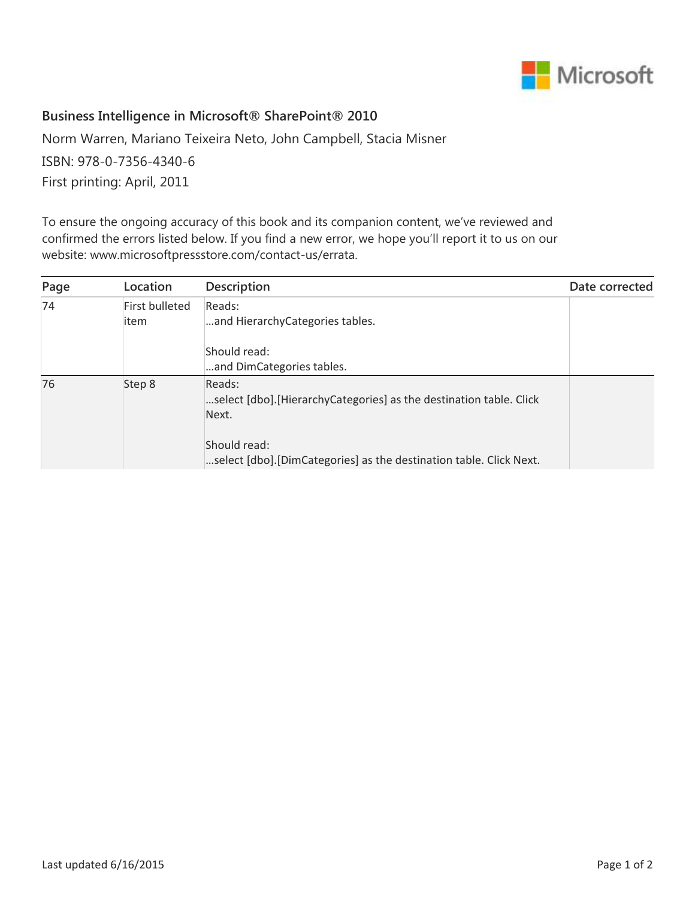Microsoft

**Business Intelligence in Microsoft® SharePoint® 2010**

Norm Warren, Mariano Teixeira Neto, John Campbell, Stacia Misner

ISBN: 978-0-7356-4340-6

First printing: April, 2011

To ensure the ongoing accuracy of this book and its companion content, we've reviewed and confirmed the errors listed below. If you find a new error, we hope you'll report it to us on our website: www.microsoftpressstore.com/contact-us/errata.

| Page | Location | Description | Date corrected |
|---|---|---|---|
| 74 | First bulleted item | Reads:<br>…and HierarchyCategories tables.<br><br>Should read:<br>…and DimCategories tables. | |
| 76 | Step 8 | Reads:<br>…select [dbo].[HierarchyCategories] as the destination table. Click Next.<br><br>Should read:<br>…select [dbo].[DimCategories] as the destination table. Click Next. | |

Last updated 6/16/2015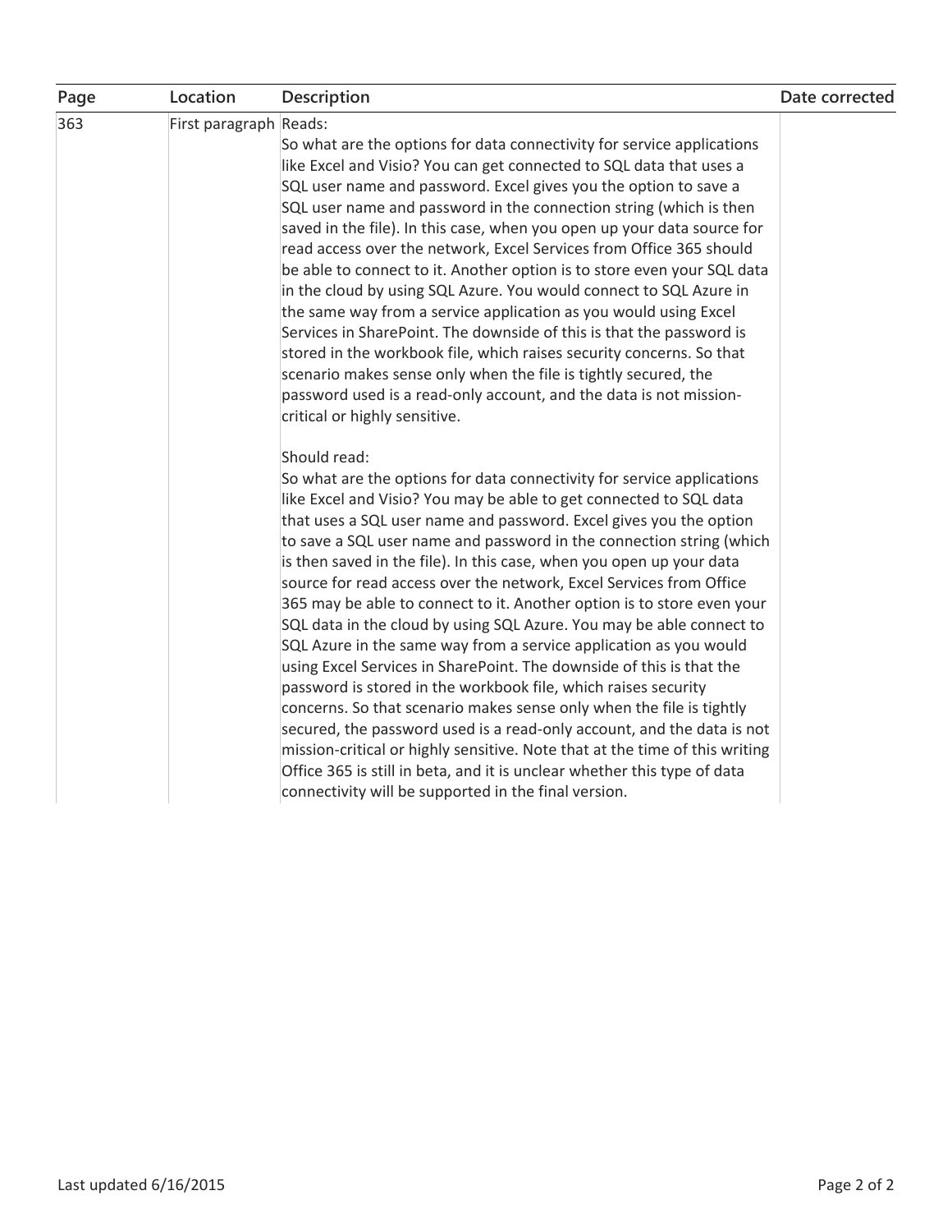| Page | Location | Description | Date corrected |
|---|---|---|---|
| 363 | First paragraph | Reads:<br>So what are the options for data connectivity for service applications like Excel and Visio? You can get connected to SQL data that uses a SQL user name and password. Excel gives you the option to save a SQL user name and password in the connection string (which is then saved in the file). In this case, when you open up your data source for read access over the network, Excel Services from Office 365 should be able to connect to it. Another option is to store even your SQL data in the cloud by using SQL Azure. You would connect to SQL Azure in the same way from a service application as you would using Excel Services in SharePoint. The downside of this is that the password is stored in the workbook file, which raises security concerns. So that scenario makes sense only when the file is tightly secured, the password used is a read-only account, and the data is not mission-critical or highly sensitive.<br><br>Should read:<br>So what are the options for data connectivity for service applications like Excel and Visio? You may be able to get connected to SQL data that uses a SQL user name and password. Excel gives you the option to save a SQL user name and password in the connection string (which is then saved in the file). In this case, when you open up your data source for read access over the network, Excel Services from Office 365 may be able to connect to it. Another option is to store even your SQL data in the cloud by using SQL Azure. You may be able connect to SQL Azure in the same way from a service application as you would using Excel Services in SharePoint. The downside of this is that the password is stored in the workbook file, which raises security concerns. So that scenario makes sense only when the file is tightly secured, the password used is a read-only account, and the data is not mission-critical or highly sensitive. Note that at the time of this writing Office 365 is still in beta, and it is unclear whether this type of data connectivity will be supported in the final version. | |

Last updated 6/16/2015